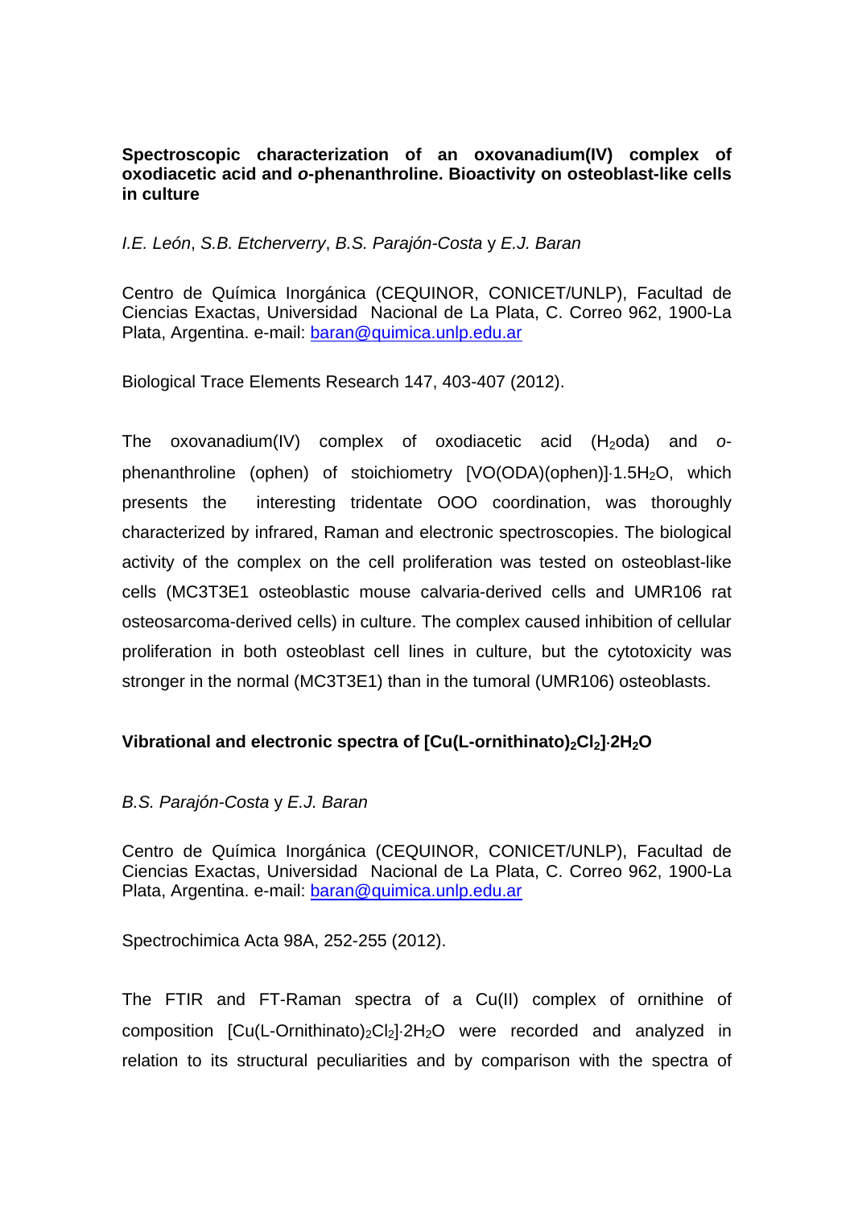**Spectroscopic characterization of an oxovanadium(IV) complex of oxodiacetic acid and *o*-phenanthroline. Bioactivity on osteoblast-like cells in culture**

*I.E. León*, *S.B. Etcherverry*, *B.S. Parajón-Costa* y *E.J. Baran*

Centro de Química Inorgánica (CEQUINOR, CONICET/UNLP), Facultad de Ciencias Exactas, Universidad Nacional de La Plata, C. Correo 962, 1900-La Plata, Argentina. e-mail: baran@quimica.unlp.edu.ar

Biological Trace Elements Research 147, 403-407 (2012).

The oxovanadium(IV) complex of oxodiacetic acid ($H_2$oda) and *o*-phenanthroline (ophen) of stoichiometry [VO(ODA)(ophen)]·1.5$H_2O$, which presents the interesting tridentate OOO coordination, was thoroughly characterized by infrared, Raman and electronic spectroscopies. The biological activity of the complex on the cell proliferation was tested on osteoblast-like cells (MC3T3E1 osteoblastic mouse calvaria-derived cells and UMR106 rat osteosarcoma-derived cells) in culture. The complex caused inhibition of cellular proliferation in both osteoblast cell lines in culture, but the cytotoxicity was stronger in the normal (MC3T3E1) than in the tumoral (UMR106) osteoblasts.

**Vibrational and electronic spectra of [Cu(L-ornithinato)$_2$$Cl_2$]·2$H_2O$**

*B.S. Parajón-Costa* y *E.J. Baran*

Centro de Química Inorgánica (CEQUINOR, CONICET/UNLP), Facultad de Ciencias Exactas, Universidad Nacional de La Plata, C. Correo 962, 1900-La Plata, Argentina. e-mail: baran@quimica.unlp.edu.ar

Spectrochimica Acta 98A, 252-255 (2012).

The FTIR and FT-Raman spectra of a Cu(II) complex of ornithine of composition [Cu(L-Ornithinato)$_2$$Cl_2$]·2$H_2O$ were recorded and analyzed in relation to its structural peculiarities and by comparison with the spectra of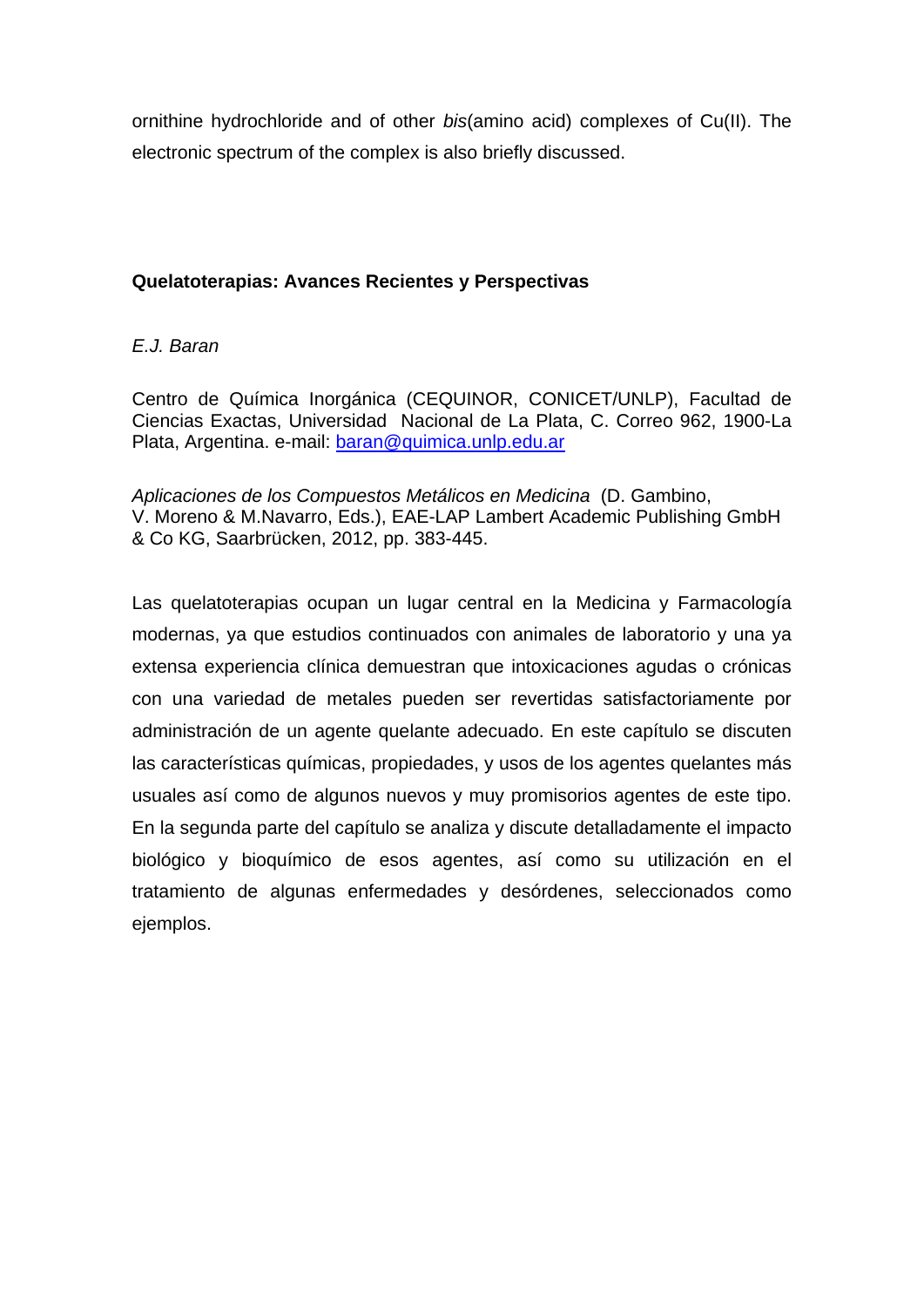ornithine hydrochloride and of other *bis*(amino acid) complexes of Cu(II). The electronic spectrum of the complex is also briefly discussed.

**Quelatoterapias: Avances Recientes y Perspectivas**

*E.J. Baran*

Centro de Química Inorgánica (CEQUINOR, CONICET/UNLP), Facultad de Ciencias Exactas, Universidad Nacional de La Plata, C. Correo 962, 1900-La Plata, Argentina. e-mail: baran@quimica.unlp.edu.ar

*Aplicaciones de los Compuestos Metálicos en Medicina* (D. Gambino, V. Moreno & M.Navarro, Eds.), EAE-LAP Lambert Academic Publishing GmbH & Co KG, Saarbrücken, 2012, pp. 383-445.

Las quelatoterapias ocupan un lugar central en la Medicina y Farmacología modernas, ya que estudios continuados con animales de laboratorio y una ya extensa experiencia clínica demuestran que intoxicaciones agudas o crónicas con una variedad de metales pueden ser revertidas satisfactoriamente por administración de un agente quelante adecuado. En este capítulo se discuten las características químicas, propiedades, y usos de los agentes quelantes más usuales así como de algunos nuevos y muy promisorios agentes de este tipo. En la segunda parte del capítulo se analiza y discute detalladamente el impacto biológico y bioquímico de esos agentes, así como su utilización en el tratamiento de algunas enfermedades y desórdenes, seleccionados como ejemplos.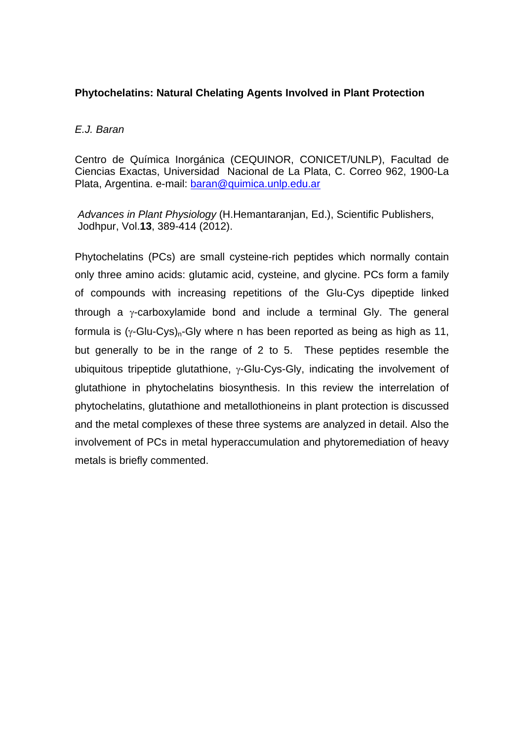**Phytochelatins: Natural Chelating Agents Involved in Plant Protection**

*E.J. Baran*

Centro de Química Inorgánica (CEQUINOR, CONICET/UNLP), Facultad de Ciencias Exactas, Universidad Nacional de La Plata, C. Correo 962, 1900-La Plata, Argentina. e-mail: baran@quimica.unlp.edu.ar

*Advances in Plant Physiology* (H.Hemantaranjan, Ed.), Scientific Publishers, Jodhpur, Vol.**13**, 389-414 (2012).

Phytochelatins (PCs) are small cysteine-rich peptides which normally contain only three amino acids: glutamic acid, cysteine, and glycine. PCs form a family of compounds with increasing repetitions of the Glu-Cys dipeptide linked through a $\gamma$-carboxylamide bond and include a terminal Gly. The general formula is $(\gamma\text{-Glu-Cys})_n$-Gly where n has been reported as being as high as 11, but generally to be in the range of 2 to 5. These peptides resemble the ubiquitous tripeptide glutathione, $\gamma$-Glu-Cys-Gly, indicating the involvement of glutathione in phytochelatins biosynthesis. In this review the interrelation of phytochelatins, glutathione and metallothioneins in plant protection is discussed and the metal complexes of these three systems are analyzed in detail. Also the involvement of PCs in metal hyperaccumulation and phytoremediation of heavy metals is briefly commented.